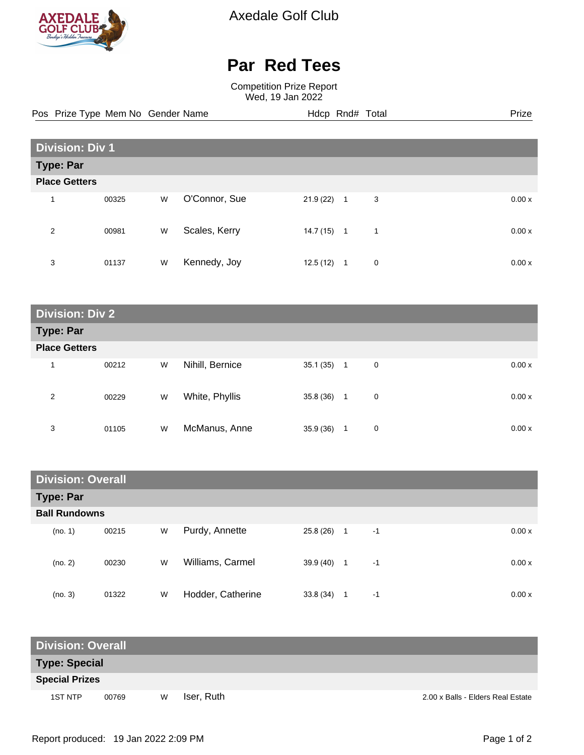Axedale Golf Club

# Par Red Tees

Competition Prize Report
Wed, 19 Jan 2022

| Pos | Prize Type | Mem No | Gender | Name | Hdcp | Rnd# | Total | Prize |
|---|---|---|---|---|---|---|---|---|
| **Division: Div 1** | | | | | | | | |
| **Type: Par** | | | | | | | | |
| **Place Getters** | | | | | | | | |
| 1 | | 00325 | W | O'Connor, Sue | 21.9 (22) | 1 | 3 | 0.00 x |
| 2 | | 00981 | W | Scales, Kerry | 14.7 (15) | 1 | 1 | 0.00 x |
| 3 | | 01137 | W | Kennedy, Joy | 12.5 (12) | 1 | 0 | 0.00 x |
| **Division: Div 2** | | | | | | | | |
| **Type: Par** | | | | | | | | |
| **Place Getters** | | | | | | | | |
| 1 | | 00212 | W | Nihill, Bernice | 35.1 (35) | 1 | 0 | 0.00 x |
| 2 | | 00229 | W | White, Phyllis | 35.8 (36) | 1 | 0 | 0.00 x |
| 3 | | 01105 | W | McManus, Anne | 35.9 (36) | 1 | 0 | 0.00 x |
| **Division: Overall** | | | | | | | | |
| **Type: Par** | | | | | | | | |
| **Ball Rundowns** | | | | | | | | |
| (no. 1) | | 00215 | W | Purdy, Annette | 25.8 (26) | 1 | -1 | 0.00 x |
| (no. 2) | | 00230 | W | Williams, Carmel | 39.9 (40) | 1 | -1 | 0.00 x |
| (no. 3) | | 01322 | W | Hodder, Catherine | 33.8 (34) | 1 | -1 | 0.00 x |
| **Division: Overall** | | | | | | | | |
| **Type: Special** | | | | | | | | |
| **Special Prizes** | | | | | | | | |
| | 1ST NTP | 00769 | W | Iser, Ruth | | | | 2.00 x Balls - Elders Real Estate |

Report produced: 19 Jan 2022 2:09 PM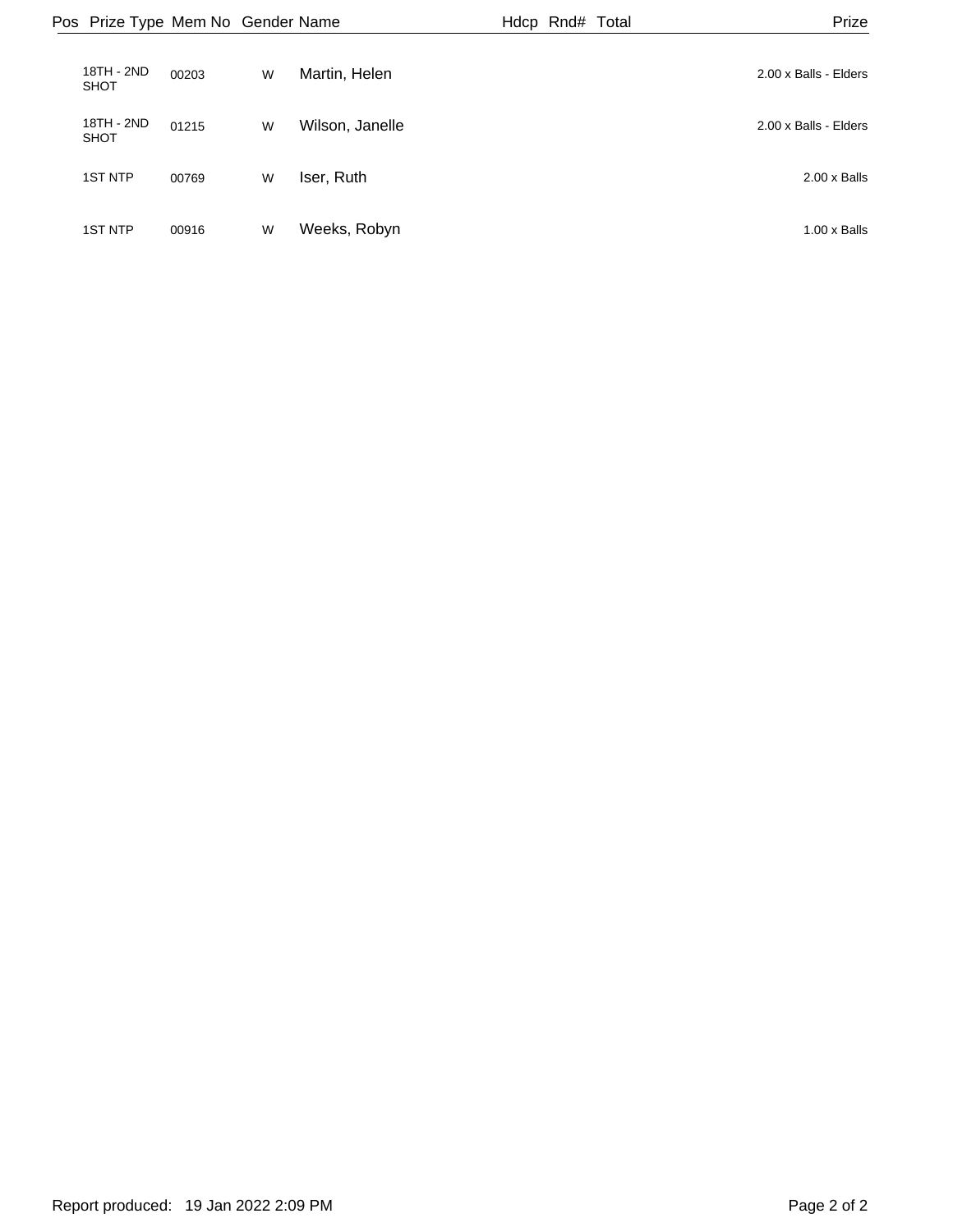| Pos | Prize Type | Mem No | Gender | Name | Hdcp | Rnd# | Total | Prize |
|---|---|---|---|---|---|---|---|---|
| | 18TH - 2ND SHOT | 00203 | W | Martin, Helen | | | | 2.00 x Balls - Elders |
| | 18TH - 2ND SHOT | 01215 | W | Wilson, Janelle | | | | 2.00 x Balls - Elders |
| | 1ST NTP | 00769 | W | Iser, Ruth | | | | 2.00 x Balls |
| | 1ST NTP | 00916 | W | Weeks, Robyn | | | | 1.00 x Balls |

Report produced: 19 Jan 2022 2:09 PM